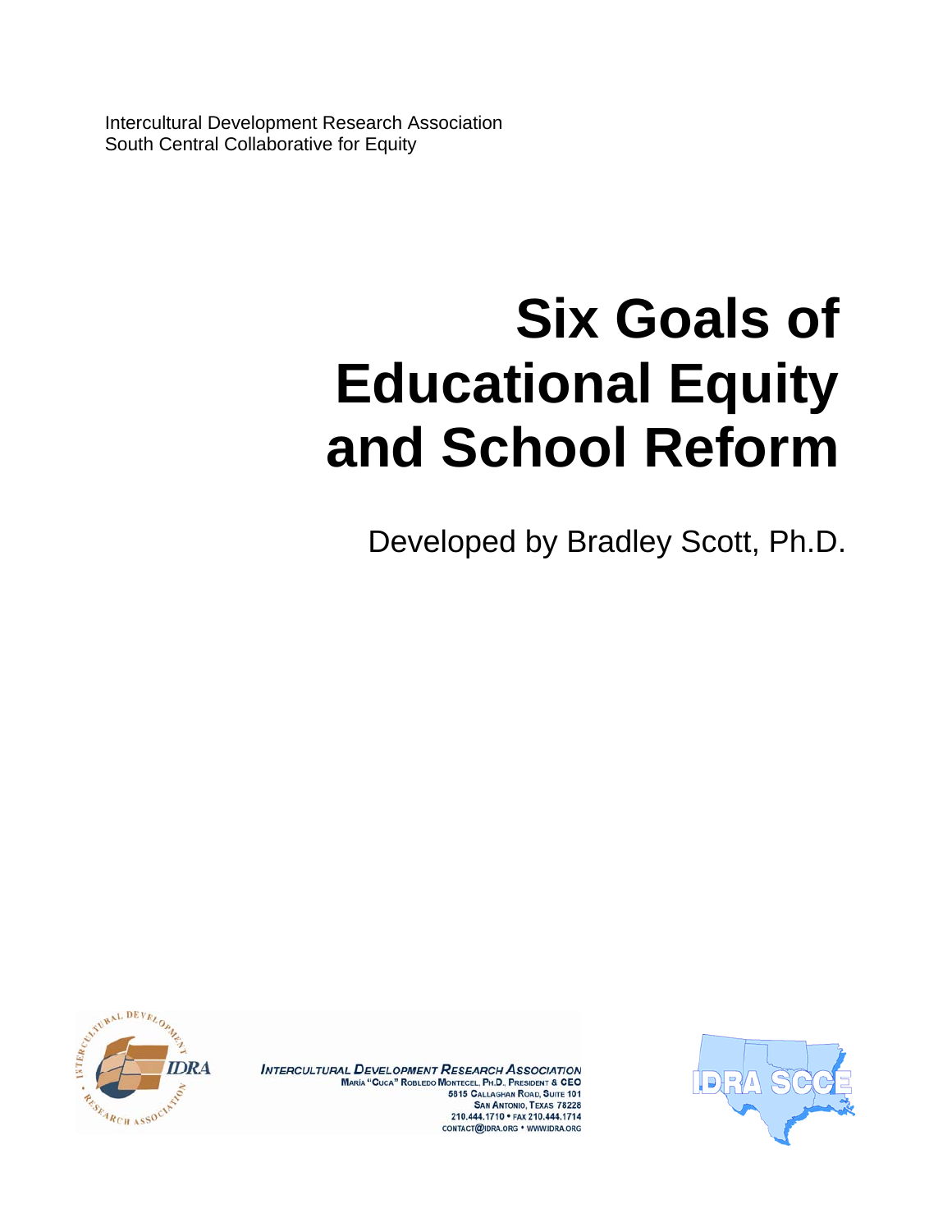Intercultural Development Research Association
South Central Collaborative for Equity

# Six Goals of Educational Equity and School Reform

Developed by Bradley Scott, Ph.D.

INTERCULTURAL DEVELOPMENT RESEARCH ASSOCIATION
MARÍA "CUCA" ROBLEDO MONTECEL, PH.D., PRESIDENT & CEO
5815 CALLAGHAN ROAD, SUITE 101
SAN ANTONIO, TEXAS 78228
210.444.1710 • FAX 210.444.1714
CONTACT@IDRA.ORG • WWW.IDRA.ORG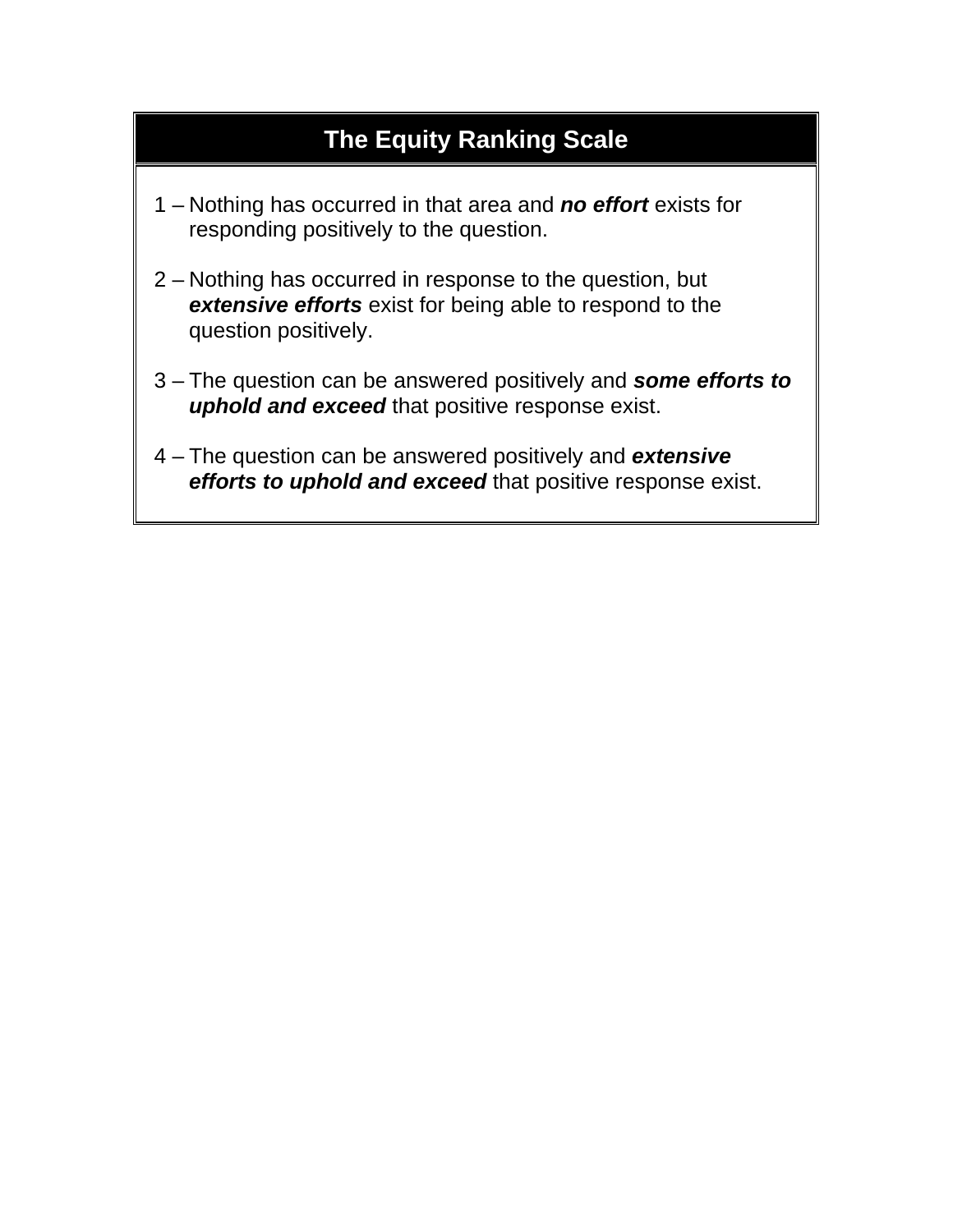## The Equity Ranking Scale

1 – Nothing has occurred in that area and ***no effort*** exists for responding positively to the question.

2 – Nothing has occurred in response to the question, but ***extensive efforts*** exist for being able to respond to the question positively.

3 – The question can be answered positively and ***some efforts to uphold and exceed*** that positive response exist.

4 – The question can be answered positively and ***extensive efforts to uphold and exceed*** that positive response exist.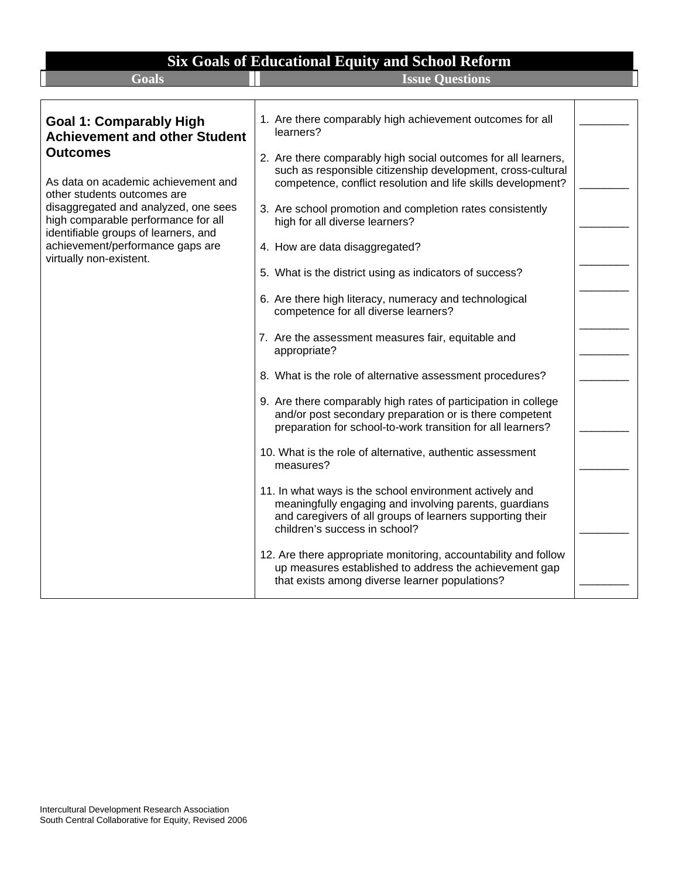# Six Goals of Educational Equity and School Reform

| Goals | Issue Questions | |
|---|---|---|
| **Goal 1: Comparably High Achievement and other Student Outcomes**<br><br>As data on academic achievement and other students outcomes are disaggregated and analyzed, one sees high comparable performance for all identifiable groups of learners, and achievement/performance gaps are virtually non-existent. | 1. Are there comparably high achievement outcomes for all learners? | ________ |
| | 2. Are there comparably high social outcomes for all learners, such as responsible citizenship development, cross-cultural competence, conflict resolution and life skills development? | ________ |
| | 3. Are school promotion and completion rates consistently high for all diverse learners? | ________ |
| | 4. How are data disaggregated? | ________ |
| | 5. What is the district using as indicators of success? | ________ |
| | 6. Are there high literacy, numeracy and technological competence for all diverse learners? | ________ |
| | 7. Are the assessment measures fair, equitable and appropriate? | ________ |
| | 8. What is the role of alternative assessment procedures? | ________ |
| | 9. Are there comparably high rates of participation in college and/or post secondary preparation or is there competent preparation for school-to-work transition for all learners? | ________ |
| | 10. What is the role of alternative, authentic assessment measures? | ________ |
| | 11. In what ways is the school environment actively and meaningfully engaging and involving parents, guardians and caregivers of all groups of learners supporting their children's success in school? | ________ |
| | 12. Are there appropriate monitoring, accountability and follow up measures established to address the achievement gap that exists among diverse learner populations? | ________ |

Intercultural Development Research Association
South Central Collaborative for Equity, Revised 2006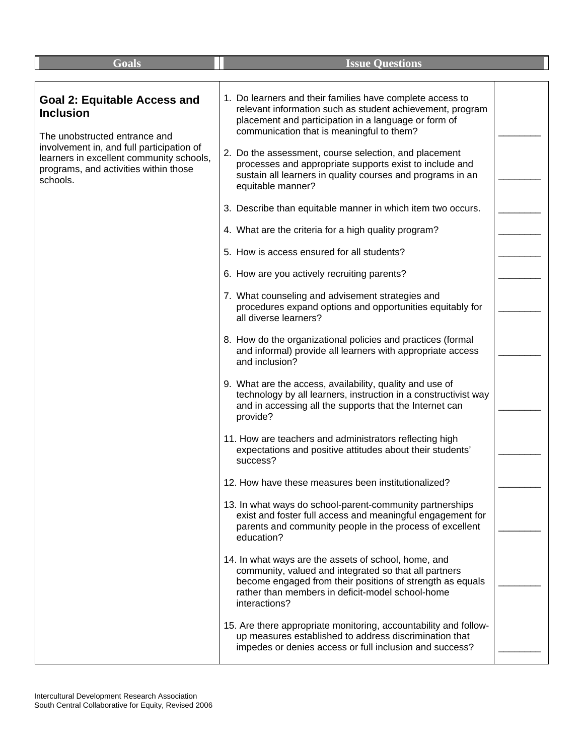| Goals | Issue Questions | |
|---|---|---|
| **Goal 2: Equitable Access and Inclusion**<br><br>The unobstructed entrance and involvement in, and full participation of learners in excellent community schools, programs, and activities within those schools. | 1. Do learners and their families have complete access to relevant information such as student achievement, program placement and participation in a language or form of communication that is meaningful to them? | ________ |
| | 2. Do the assessment, course selection, and placement processes and appropriate supports exist to include and sustain all learners in quality courses and programs in an equitable manner? | ________ |
| | 3. Describe than equitable manner in which item two occurs. | ________ |
| | 4. What are the criteria for a high quality program? | ________ |
| | 5. How is access ensured for all students? | ________ |
| | 6. How are you actively recruiting parents? | ________ |
| | 7. What counseling and advisement strategies and procedures expand options and opportunities equitably for all diverse learners? | ________ |
| | 8. How do the organizational policies and practices (formal and informal) provide all learners with appropriate access and inclusion? | ________ |
| | 9. What are the access, availability, quality and use of technology by all learners, instruction in a constructivist way and in accessing all the supports that the Internet can provide? | ________ |
| | 11. How are teachers and administrators reflecting high expectations and positive attitudes about their students' success? | ________ |
| | 12. How have these measures been institutionalized? | ________ |
| | 13. In what ways do school-parent-community partnerships exist and foster full access and meaningful engagement for parents and community people in the process of excellent education? | ________ |
| | 14. In what ways are the assets of school, home, and community, valued and integrated so that all partners become engaged from their positions of strength as equals rather than members in deficit-model school-home interactions? | ________ |
| | 15. Are there appropriate monitoring, accountability and follow-up measures established to address discrimination that impedes or denies access or full inclusion and success? | ________ |

Intercultural Development Research Association
South Central Collaborative for Equity, Revised 2006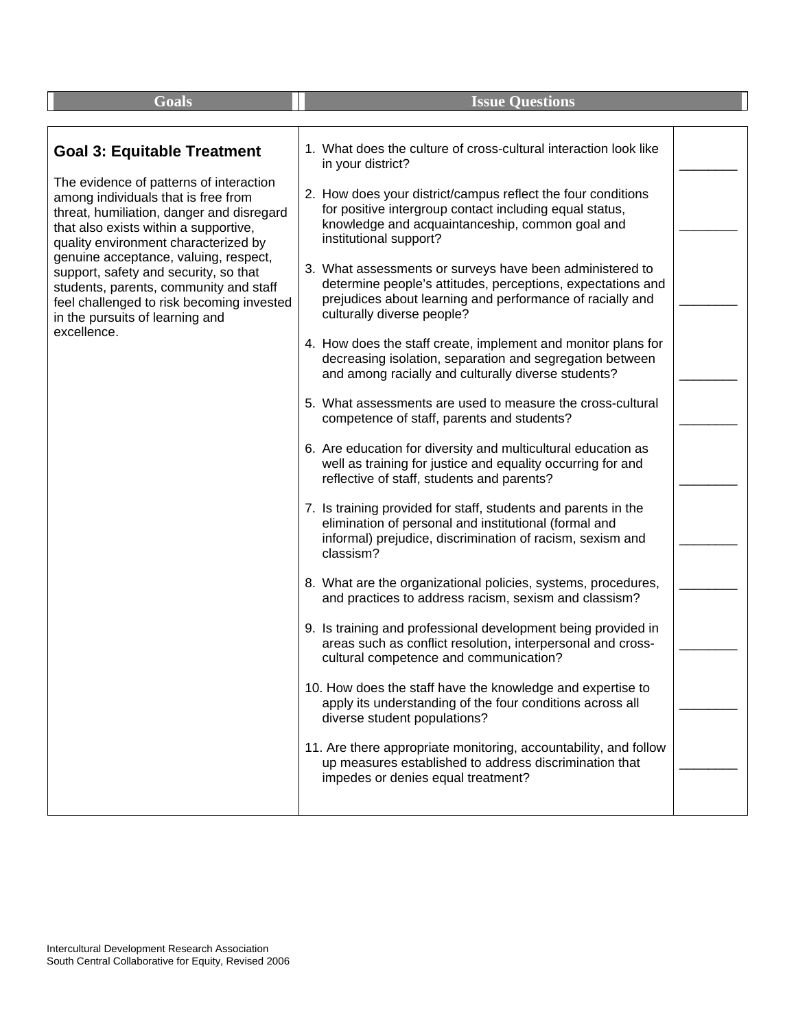| Goals | Issue Questions | |
|---|---|---|
| **Goal 3: Equitable Treatment**<br><br>The evidence of patterns of interaction among individuals that is free from threat, humiliation, danger and disregard that also exists within a supportive, quality environment characterized by genuine acceptance, valuing, respect, support, safety and security, so that students, parents, community and staff feel challenged to risk becoming invested in the pursuits of learning and excellence. | 1. What does the culture of cross-cultural interaction look like in your district? | ________ |
| | 2. How does your district/campus reflect the four conditions for positive intergroup contact including equal status, knowledge and acquaintanceship, common goal and institutional support? | ________ |
| | 3. What assessments or surveys have been administered to determine people's attitudes, perceptions, expectations and prejudices about learning and performance of racially and culturally diverse people? | ________ |
| | 4. How does the staff create, implement and monitor plans for decreasing isolation, separation and segregation between and among racially and culturally diverse students? | ________ |
| | 5. What assessments are used to measure the cross-cultural competence of staff, parents and students? | ________ |
| | 6. Are education for diversity and multicultural education as well as training for justice and equality occurring for and reflective of staff, students and parents? | ________ |
| | 7. Is training provided for staff, students and parents in the elimination of personal and institutional (formal and informal) prejudice, discrimination of racism, sexism and classism? | ________ |
| | 8. What are the organizational policies, systems, procedures, and practices to address racism, sexism and classism? | ________ |
| | 9. Is training and professional development being provided in areas such as conflict resolution, interpersonal and cross-cultural competence and communication? | ________ |
| | 10. How does the staff have the knowledge and expertise to apply its understanding of the four conditions across all diverse student populations? | ________ |
| | 11. Are there appropriate monitoring, accountability, and follow up measures established to address discrimination that impedes or denies equal treatment? | ________ |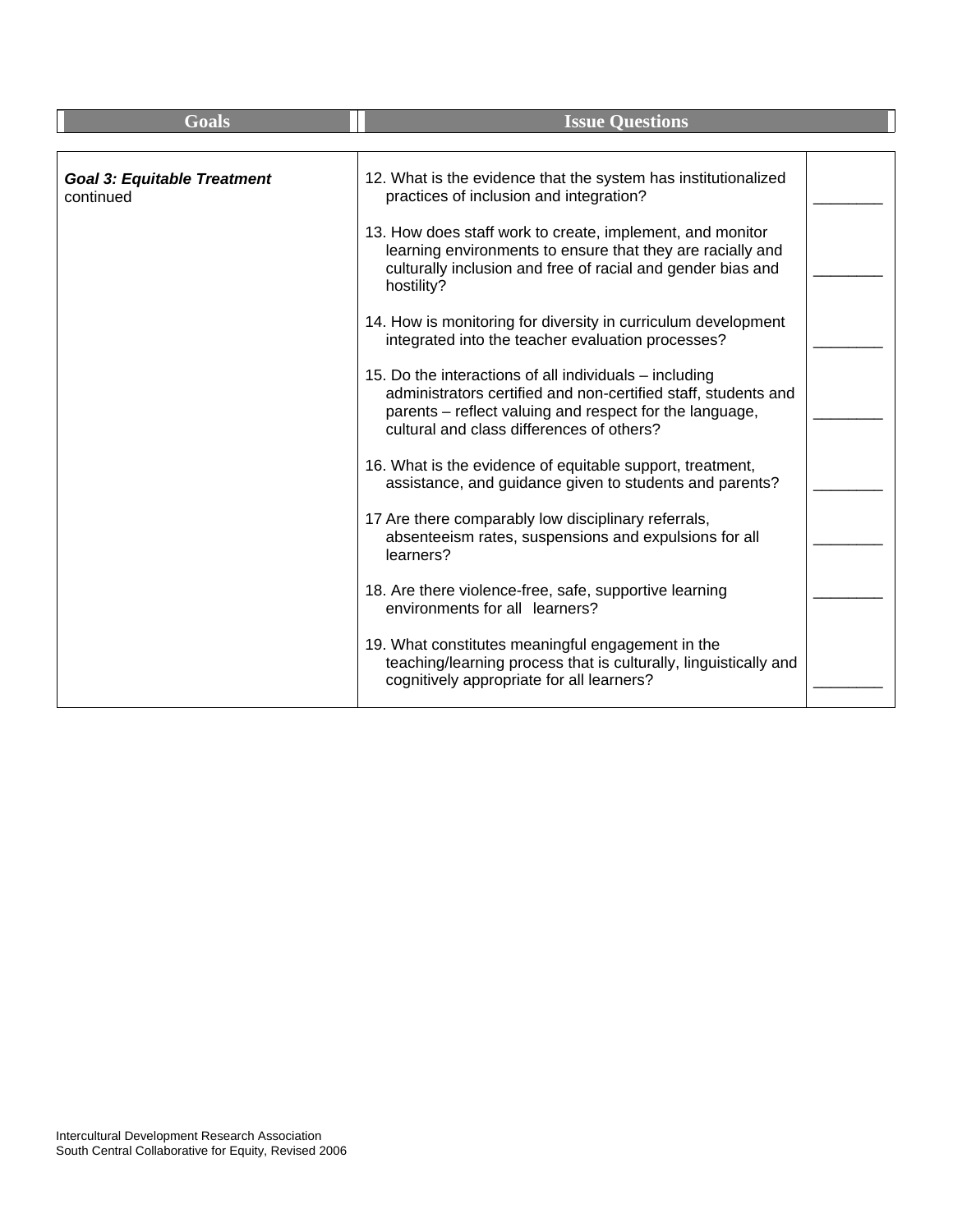| Goals | Issue Questions | |
|---|---|---|
| ***Goal 3: Equitable Treatment*** continued | 12. What is the evidence that the system has institutionalized practices of inclusion and integration? | ________ |
| | 13. How does staff work to create, implement, and monitor learning environments to ensure that they are racially and culturally inclusion and free of racial and gender bias and hostility? | ________ |
| | 14. How is monitoring for diversity in curriculum development integrated into the teacher evaluation processes? | ________ |
| | 15. Do the interactions of all individuals – including administrators certified and non-certified staff, students and parents – reflect valuing and respect for the language, cultural and class differences of others? | ________ |
| | 16. What is the evidence of equitable support, treatment, assistance, and guidance given to students and parents? | ________ |
| | 17 Are there comparably low disciplinary referrals, absenteeism rates, suspensions and expulsions for all learners? | ________ |
| | 18. Are there violence-free, safe, supportive learning environments for all learners? | ________ |
| | 19. What constitutes meaningful engagement in the teaching/learning process that is culturally, linguistically and cognitively appropriate for all learners? | ________ |

Intercultural Development Research Association
South Central Collaborative for Equity, Revised 2006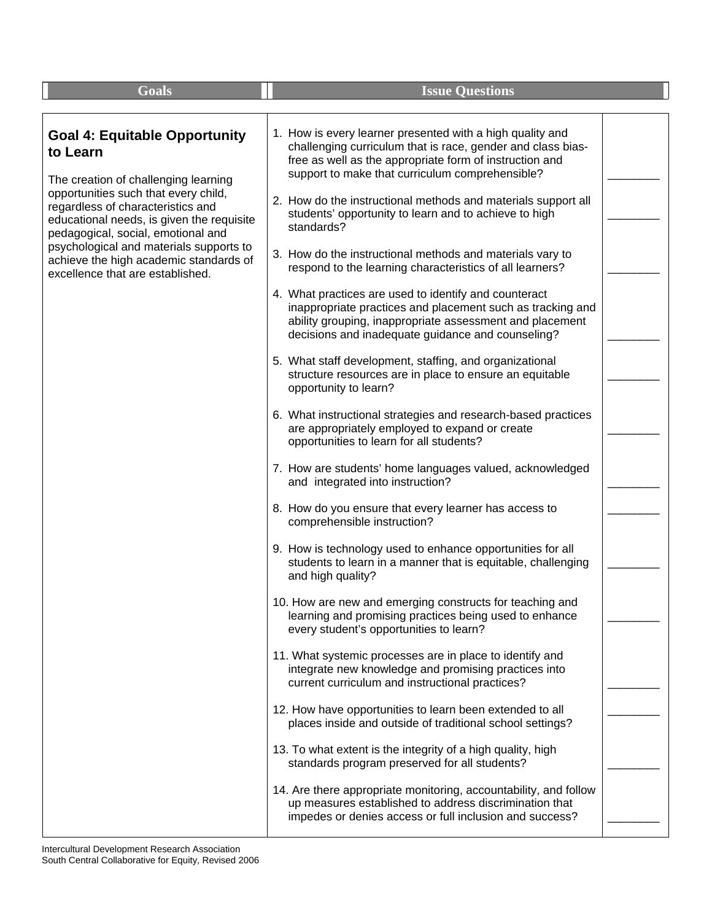| Goals | Issue Questions | |
|---|---|---|
| **Goal 4: Equitable Opportunity to Learn**<br><br>The creation of challenging learning opportunities such that every child, regardless of characteristics and educational needs, is given the requisite pedagogical, social, emotional and psychological and materials supports to achieve the high academic standards of excellence that are established. | 1. How is every learner presented with a high quality and challenging curriculum that is race, gender and class bias-free as well as the appropriate form of instruction and support to make that curriculum comprehensible? | ________ |
| | 2. How do the instructional methods and materials support all students' opportunity to learn and to achieve to high standards? | ________ |
| | 3. How do the instructional methods and materials vary to respond to the learning characteristics of all learners? | ________ |
| | 4. What practices are used to identify and counteract inappropriate practices and placement such as tracking and ability grouping, inappropriate assessment and placement decisions and inadequate guidance and counseling? | ________ |
| | 5. What staff development, staffing, and organizational structure resources are in place to ensure an equitable opportunity to learn? | ________ |
| | 6. What instructional strategies and research-based practices are appropriately employed to expand or create opportunities to learn for all students? | ________ |
| | 7. How are students' home languages valued, acknowledged and integrated into instruction? | ________ |
| | 8. How do you ensure that every learner has access to comprehensible instruction? | ________ |
| | 9. How is technology used to enhance opportunities for all students to learn in a manner that is equitable, challenging and high quality? | ________ |
| | 10. How are new and emerging constructs for teaching and learning and promising practices being used to enhance every student's opportunities to learn? | ________ |
| | 11. What systemic processes are in place to identify and integrate new knowledge and promising practices into current curriculum and instructional practices? | ________ |
| | 12. How have opportunities to learn been extended to all places inside and outside of traditional school settings? | ________ |
| | 13. To what extent is the integrity of a high quality, high standards program preserved for all students? | ________ |
| | 14. Are there appropriate monitoring, accountability, and follow up measures established to address discrimination that impedes or denies access or full inclusion and success? | ________ |

Intercultural Development Research Association
South Central Collaborative for Equity, Revised 2006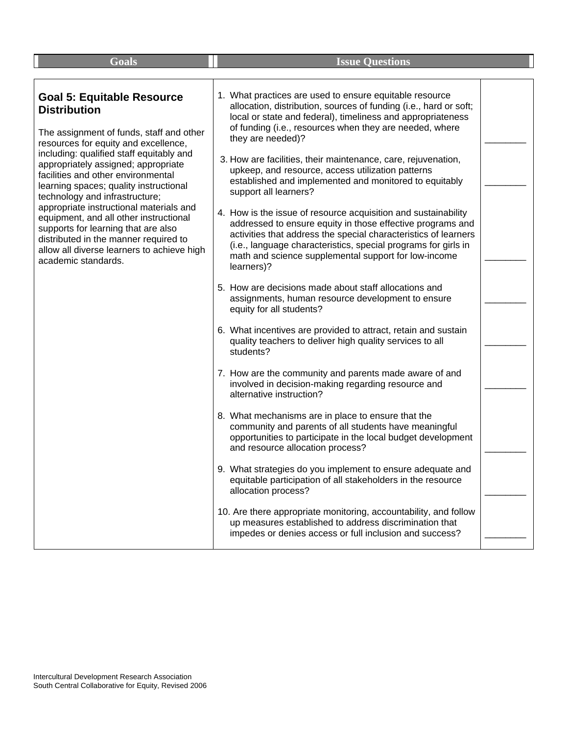| Goals | Issue Questions | |
|---|---|---|
| **Goal 5: Equitable Resource Distribution**<br><br>The assignment of funds, staff and other resources for equity and excellence, including: qualified staff equitably and appropriately assigned; appropriate facilities and other environmental learning spaces; quality instructional technology and infrastructure; appropriate instructional materials and equipment, and all other instructional supports for learning that are also distributed in the manner required to allow all diverse learners to achieve high academic standards. | 1. What practices are used to ensure equitable resource allocation, distribution, sources of funding (i.e., hard or soft; local or state and federal), timeliness and appropriateness of funding (i.e., resources when they are needed, where they are needed)? | ________ |
| | 3. How are facilities, their maintenance, care, rejuvenation, upkeep, and resource, access utilization patterns established and implemented and monitored to equitably support all learners? | ________ |
| | 4. How is the issue of resource acquisition and sustainability addressed to ensure equity in those effective programs and activities that address the special characteristics of learners (i.e., language characteristics, special programs for girls in math and science supplemental support for low-income learners)? | ________ |
| | 5. How are decisions made about staff allocations and assignments, human resource development to ensure equity for all students? | ________ |
| | 6. What incentives are provided to attract, retain and sustain quality teachers to deliver high quality services to all students? | ________ |
| | 7. How are the community and parents made aware of and involved in decision-making regarding resource and alternative instruction? | ________ |
| | 8. What mechanisms are in place to ensure that the community and parents of all students have meaningful opportunities to participate in the local budget development and resource allocation process? | ________ |
| | 9. What strategies do you implement to ensure adequate and equitable participation of all stakeholders in the resource allocation process? | ________ |
| | 10. Are there appropriate monitoring, accountability, and follow up measures established to address discrimination that impedes or denies access or full inclusion and success? | ________ |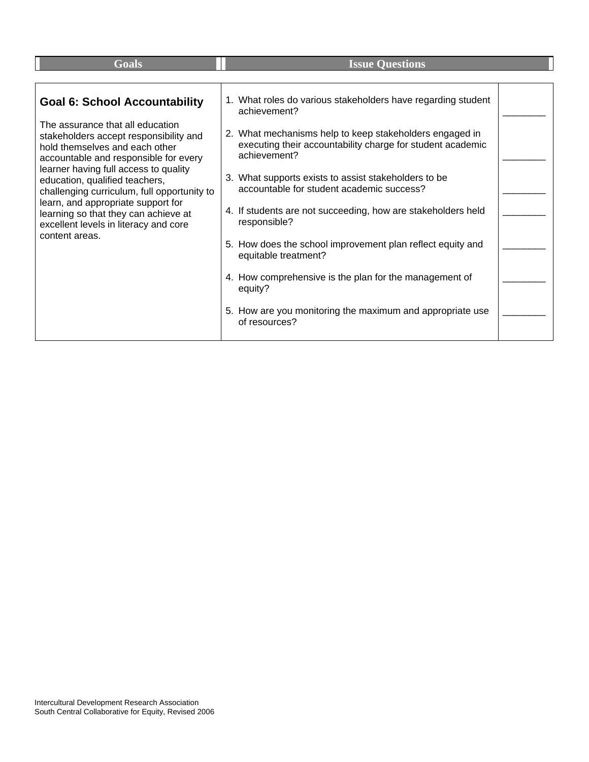| Goals | Issue Questions | |
|---|---|---|
| **Goal 6: School Accountability**<br><br>The assurance that all education stakeholders accept responsibility and hold themselves and each other accountable and responsible for every learner having full access to quality education, qualified teachers, challenging curriculum, full opportunity to learn, and appropriate support for learning so that they can achieve at excellent levels in literacy and core content areas. | 1. What roles do various stakeholders have regarding student achievement? | ________ |
| | 2. What mechanisms help to keep stakeholders engaged in executing their accountability charge for student academic achievement? | ________ |
| | 3. What supports exists to assist stakeholders to be accountable for student academic success? | ________ |
| | 4. If students are not succeeding, how are stakeholders held responsible? | ________ |
| | 5. How does the school improvement plan reflect equity and equitable treatment? | ________ |
| | 4. How comprehensive is the plan for the management of equity? | ________ |
| | 5. How are you monitoring the maximum and appropriate use of resources? | ________ |

Intercultural Development Research Association
South Central Collaborative for Equity, Revised 2006